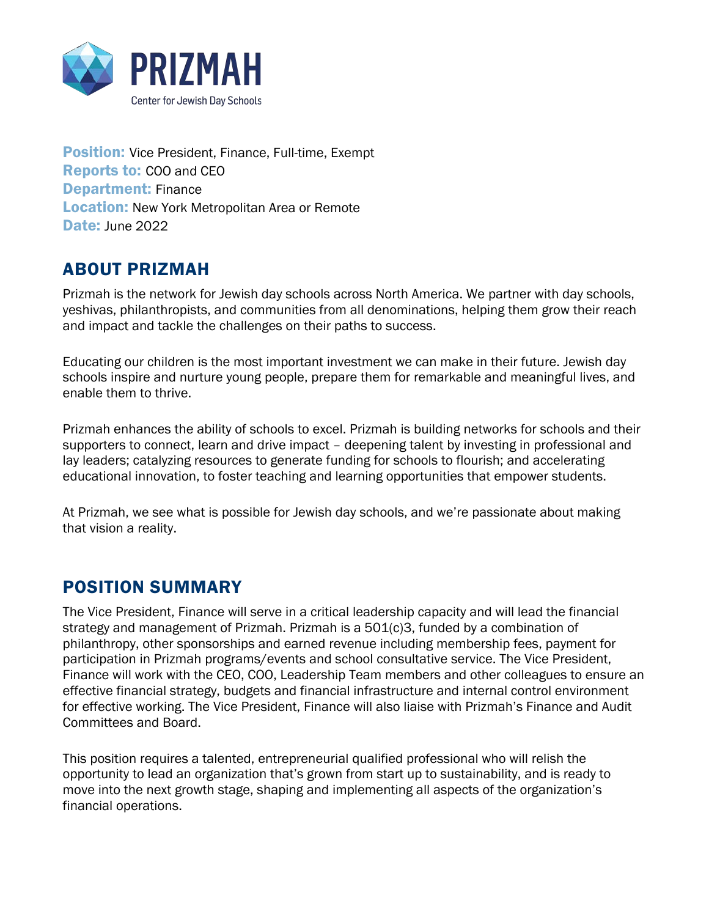PRIZMAH
Center for Jewish Day Schools

**Position:** Vice President, Finance, Full-time, Exempt
**Reports to:** COO and CEO
**Department:** Finance
**Location:** New York Metropolitan Area or Remote
**Date:** June 2022

## ABOUT PRIZMAH

Prizmah is the network for Jewish day schools across North America. We partner with day schools, yeshivas, philanthropists, and communities from all denominations, helping them grow their reach and impact and tackle the challenges on their paths to success.

Educating our children is the most important investment we can make in their future. Jewish day schools inspire and nurture young people, prepare them for remarkable and meaningful lives, and enable them to thrive.

Prizmah enhances the ability of schools to excel. Prizmah is building networks for schools and their supporters to connect, learn and drive impact – deepening talent by investing in professional and lay leaders; catalyzing resources to generate funding for schools to flourish; and accelerating educational innovation, to foster teaching and learning opportunities that empower students.

At Prizmah, we see what is possible for Jewish day schools, and we're passionate about making that vision a reality.

## POSITION SUMMARY

The Vice President, Finance will serve in a critical leadership capacity and will lead the financial strategy and management of Prizmah. Prizmah is a 501(c)3, funded by a combination of philanthropy, other sponsorships and earned revenue including membership fees, payment for participation in Prizmah programs/events and school consultative service. The Vice President, Finance will work with the CEO, COO, Leadership Team members and other colleagues to ensure an effective financial strategy, budgets and financial infrastructure and internal control environment for effective working. The Vice President, Finance will also liaise with Prizmah's Finance and Audit Committees and Board.

This position requires a talented, entrepreneurial qualified professional who will relish the opportunity to lead an organization that's grown from start up to sustainability, and is ready to move into the next growth stage, shaping and implementing all aspects of the organization's financial operations.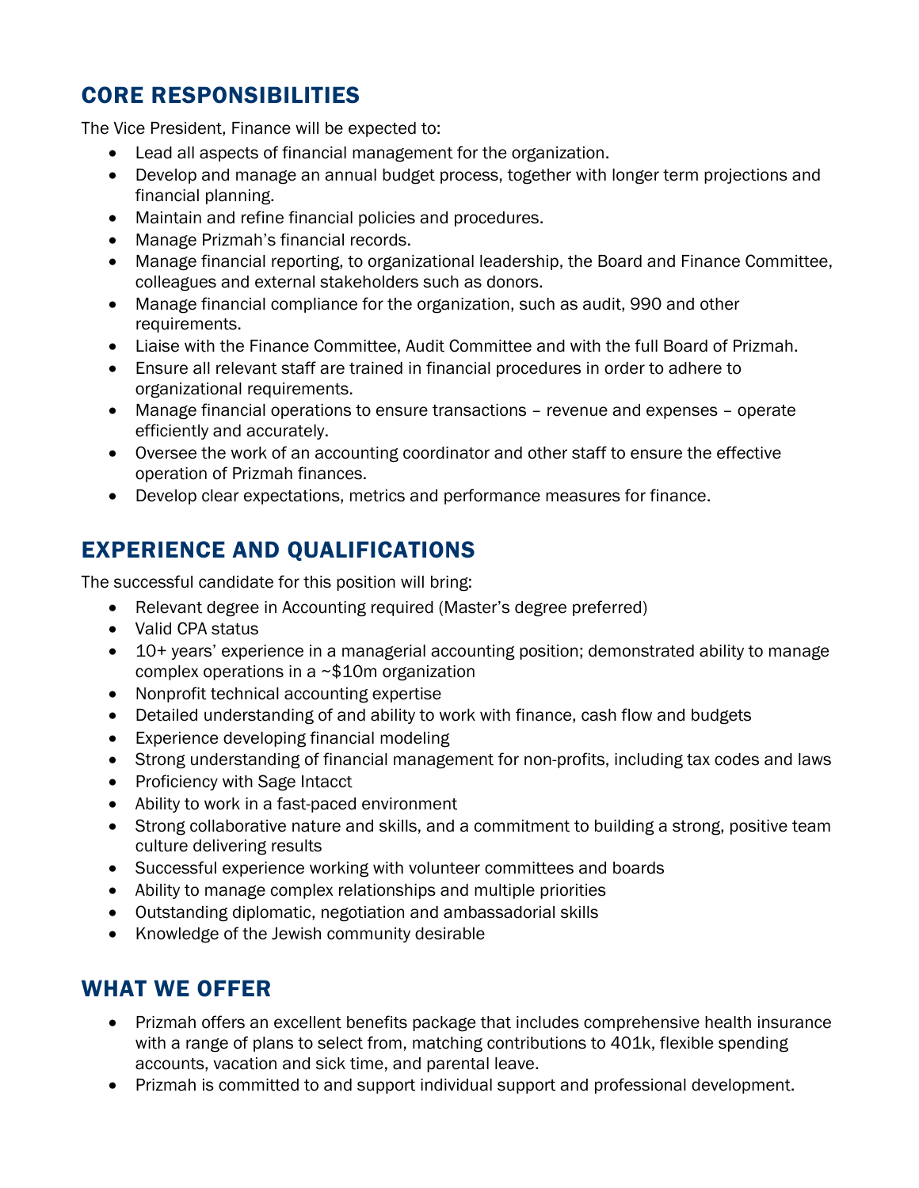## CORE RESPONSIBILITIES

The Vice President, Finance will be expected to:

- Lead all aspects of financial management for the organization.
- Develop and manage an annual budget process, together with longer term projections and financial planning.
- Maintain and refine financial policies and procedures.
- Manage Prizmah's financial records.
- Manage financial reporting, to organizational leadership, the Board and Finance Committee, colleagues and external stakeholders such as donors.
- Manage financial compliance for the organization, such as audit, 990 and other requirements.
- Liaise with the Finance Committee, Audit Committee and with the full Board of Prizmah.
- Ensure all relevant staff are trained in financial procedures in order to adhere to organizational requirements.
- Manage financial operations to ensure transactions – revenue and expenses – operate efficiently and accurately.
- Oversee the work of an accounting coordinator and other staff to ensure the effective operation of Prizmah finances.
- Develop clear expectations, metrics and performance measures for finance.

## EXPERIENCE AND QUALIFICATIONS

The successful candidate for this position will bring:

- Relevant degree in Accounting required (Master's degree preferred)
- Valid CPA status
- 10+ years' experience in a managerial accounting position; demonstrated ability to manage complex operations in a ~$10m organization
- Nonprofit technical accounting expertise
- Detailed understanding of and ability to work with finance, cash flow and budgets
- Experience developing financial modeling
- Strong understanding of financial management for non-profits, including tax codes and laws
- Proficiency with Sage Intacct
- Ability to work in a fast-paced environment
- Strong collaborative nature and skills, and a commitment to building a strong, positive team culture delivering results
- Successful experience working with volunteer committees and boards
- Ability to manage complex relationships and multiple priorities
- Outstanding diplomatic, negotiation and ambassadorial skills
- Knowledge of the Jewish community desirable

## WHAT WE OFFER

- Prizmah offers an excellent benefits package that includes comprehensive health insurance with a range of plans to select from, matching contributions to 401k, flexible spending accounts, vacation and sick time, and parental leave.
- Prizmah is committed to and support individual support and professional development.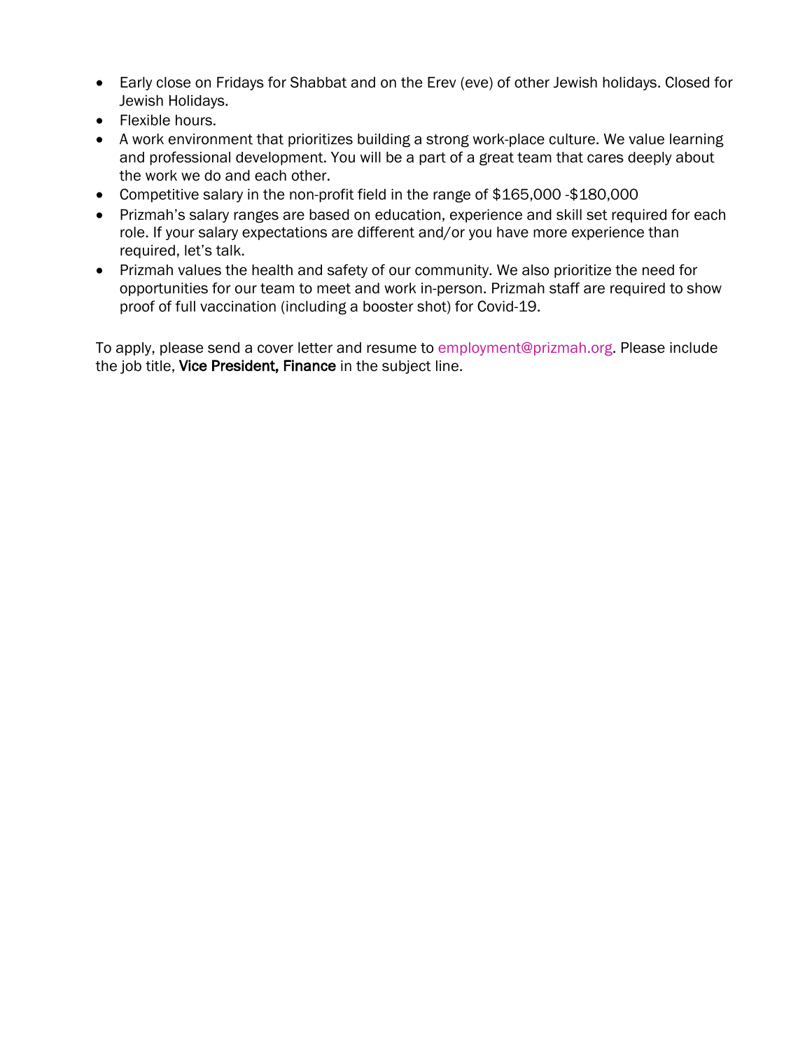- Early close on Fridays for Shabbat and on the Erev (eve) of other Jewish holidays. Closed for Jewish Holidays.
- Flexible hours.
- A work environment that prioritizes building a strong work-place culture. We value learning and professional development. You will be a part of a great team that cares deeply about the work we do and each other.
- Competitive salary in the non-profit field in the range of $165,000 -$180,000
- Prizmah's salary ranges are based on education, experience and skill set required for each role. If your salary expectations are different and/or you have more experience than required, let's talk.
- Prizmah values the health and safety of our community. We also prioritize the need for opportunities for our team to meet and work in-person. Prizmah staff are required to show proof of full vaccination (including a booster shot) for Covid-19.

To apply, please send a cover letter and resume to employment@prizmah.org. Please include the job title, **Vice President, Finance** in the subject line.